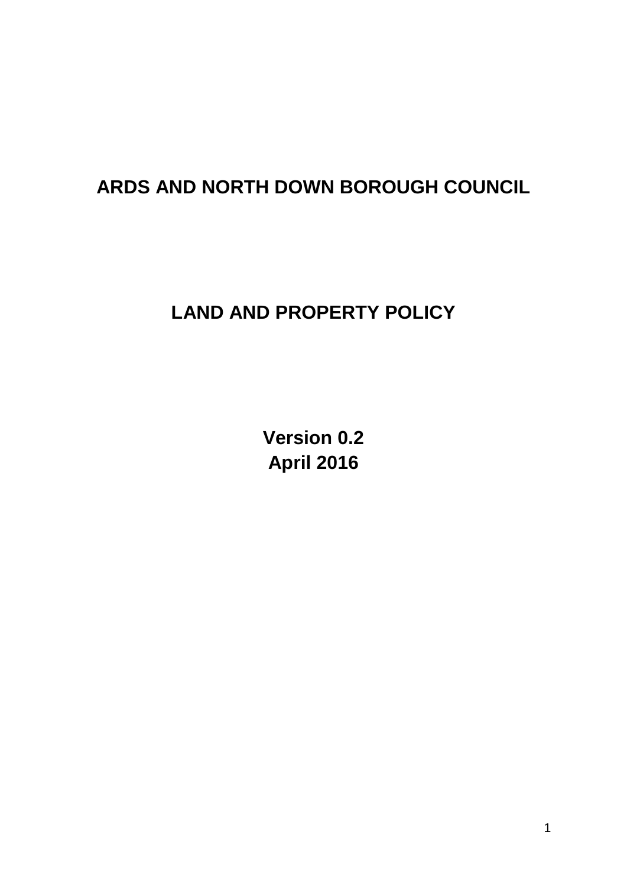# ARDS AND NORTH DOWN BOROUGH COUNCIL

# LAND AND PROPERTY POLICY

**Version 0.2**
**April 2016**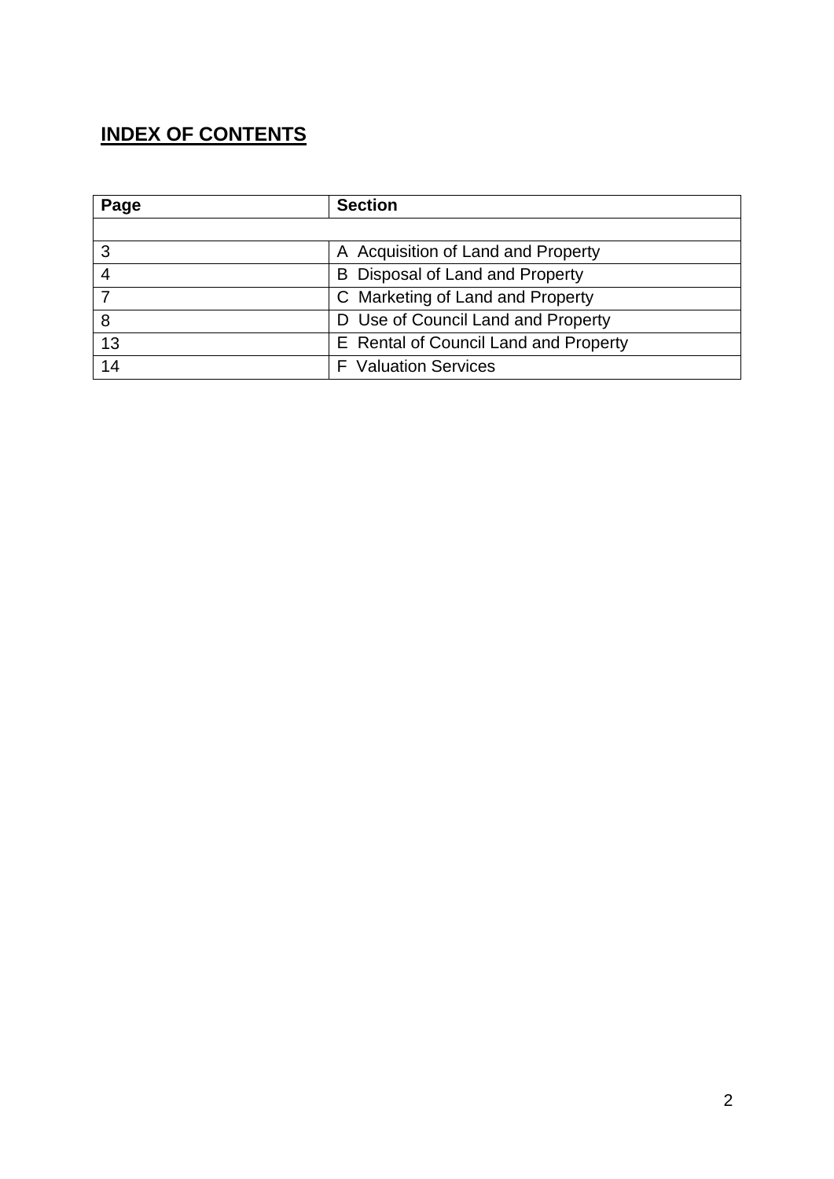## INDEX OF CONTENTS

| Page | Section |
|---|---|
| | |
| 3 | A Acquisition of Land and Property |
| 4 | B Disposal of Land and Property |
| 7 | C Marketing of Land and Property |
| 8 | D Use of Council Land and Property |
| 13 | E Rental of Council Land and Property |
| 14 | F Valuation Services |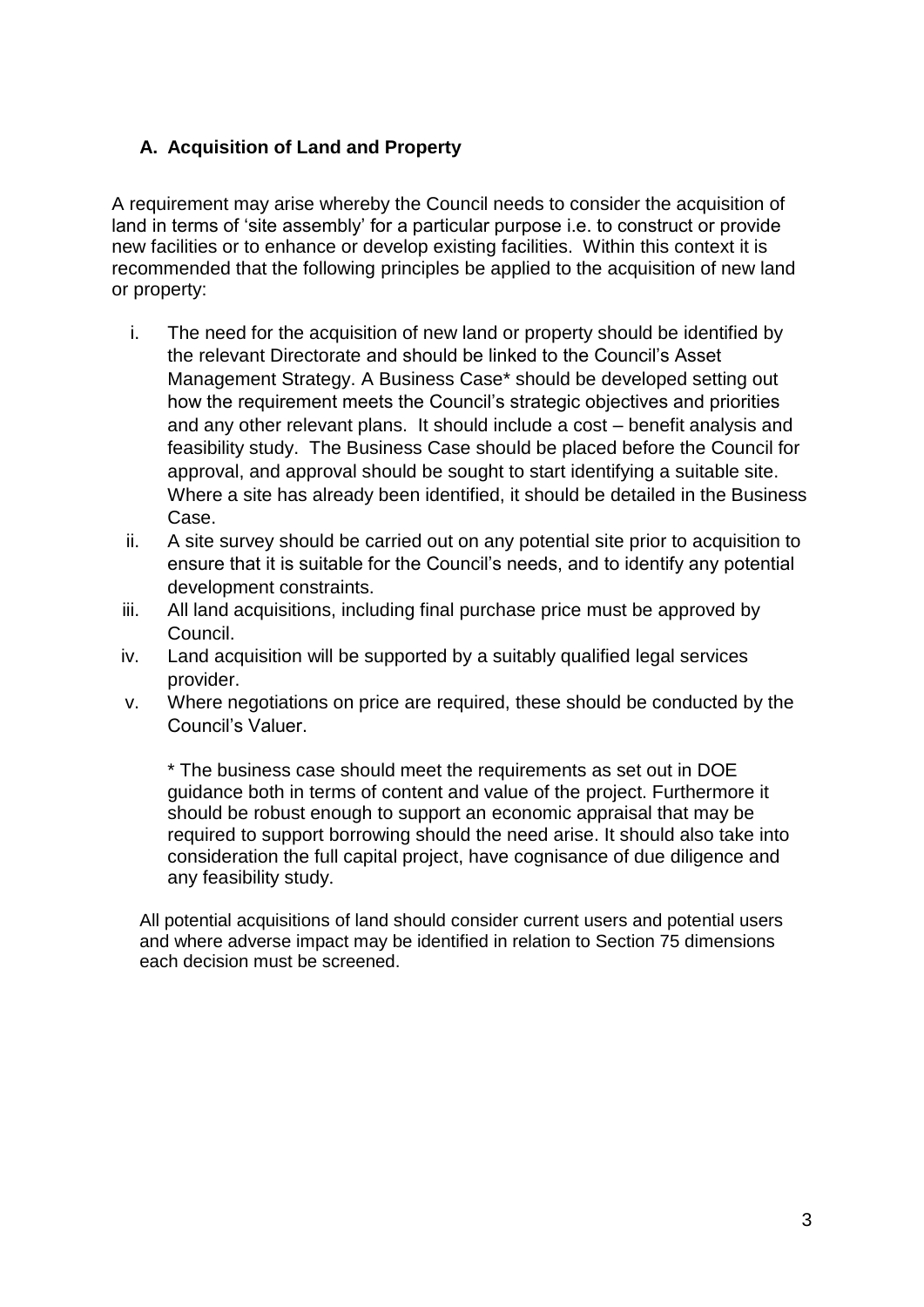## A. Acquisition of Land and Property

A requirement may arise whereby the Council needs to consider the acquisition of land in terms of 'site assembly' for a particular purpose i.e. to construct or provide new facilities or to enhance or develop existing facilities. Within this context it is recommended that the following principles be applied to the acquisition of new land or property:

i. The need for the acquisition of new land or property should be identified by the relevant Directorate and should be linked to the Council's Asset Management Strategy. A Business Case* should be developed setting out how the requirement meets the Council's strategic objectives and priorities and any other relevant plans. It should include a cost – benefit analysis and feasibility study. The Business Case should be placed before the Council for approval, and approval should be sought to start identifying a suitable site. Where a site has already been identified, it should be detailed in the Business Case.
ii. A site survey should be carried out on any potential site prior to acquisition to ensure that it is suitable for the Council's needs, and to identify any potential development constraints.
iii. All land acquisitions, including final purchase price must be approved by Council.
iv. Land acquisition will be supported by a suitably qualified legal services provider.
v. Where negotiations on price are required, these should be conducted by the Council's Valuer.

\* The business case should meet the requirements as set out in DOE guidance both in terms of content and value of the project. Furthermore it should be robust enough to support an economic appraisal that may be required to support borrowing should the need arise. It should also take into consideration the full capital project, have cognisance of due diligence and any feasibility study.

All potential acquisitions of land should consider current users and potential users and where adverse impact may be identified in relation to Section 75 dimensions each decision must be screened.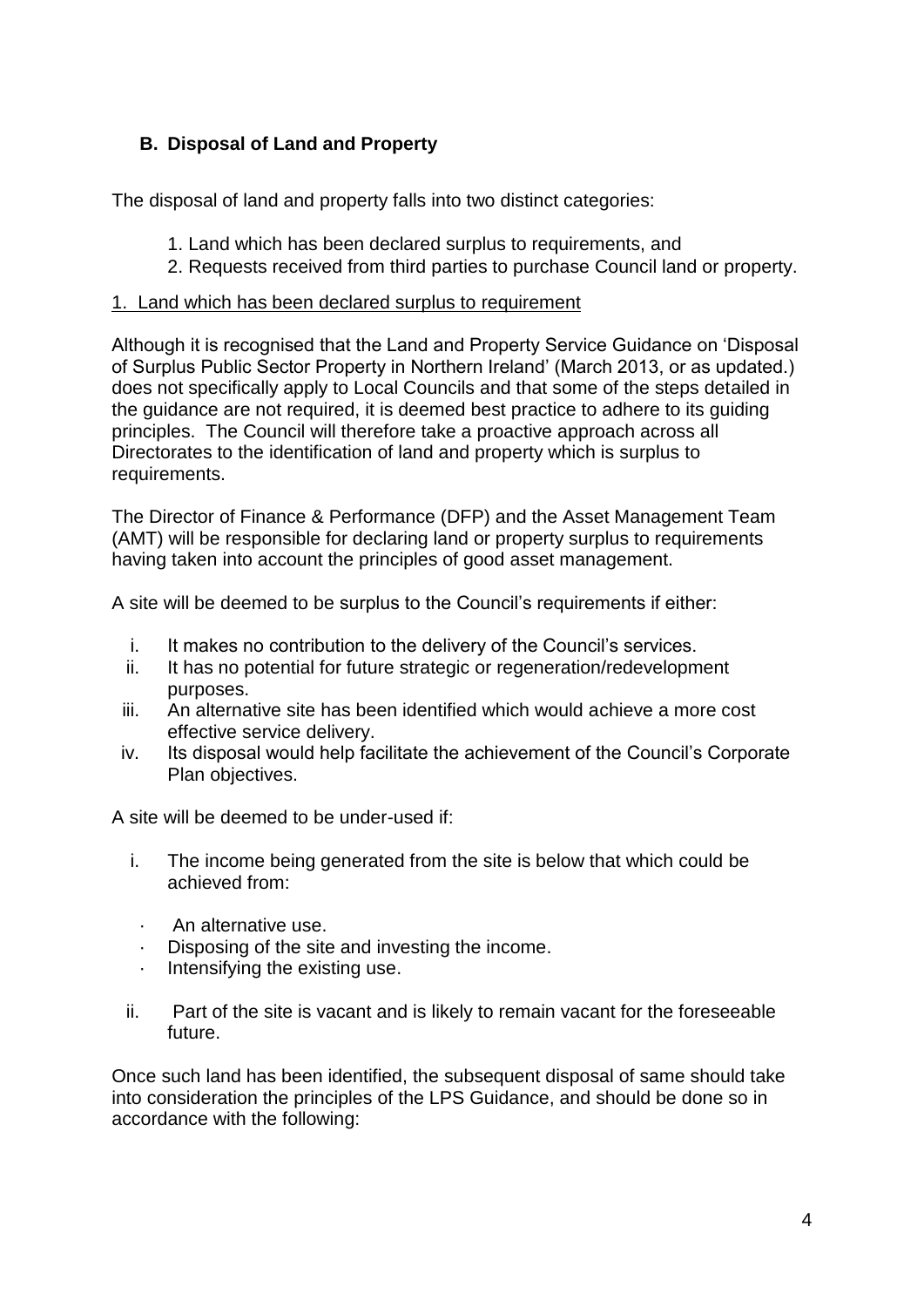## B. Disposal of Land and Property

The disposal of land and property falls into two distinct categories:

1. Land which has been declared surplus to requirements, and
2. Requests received from third parties to purchase Council land or property.

<u>1. Land which has been declared surplus to requirement</u>

Although it is recognised that the Land and Property Service Guidance on 'Disposal of Surplus Public Sector Property in Northern Ireland' (March 2013, or as updated.) does not specifically apply to Local Councils and that some of the steps detailed in the guidance are not required, it is deemed best practice to adhere to its guiding principles. The Council will therefore take a proactive approach across all Directorates to the identification of land and property which is surplus to requirements.

The Director of Finance & Performance (DFP) and the Asset Management Team (AMT) will be responsible for declaring land or property surplus to requirements having taken into account the principles of good asset management.

A site will be deemed to be surplus to the Council's requirements if either:

i. It makes no contribution to the delivery of the Council's services.
ii. It has no potential for future strategic or regeneration/redevelopment purposes.
iii. An alternative site has been identified which would achieve a more cost effective service delivery.
iv. Its disposal would help facilitate the achievement of the Council's Corporate Plan objectives.

A site will be deemed to be under-used if:

i. The income being generated from the site is below that which could be achieved from:
   - An alternative use.
   - Disposing of the site and investing the income.
   - Intensifying the existing use.
ii. Part of the site is vacant and is likely to remain vacant for the foreseeable future.

Once such land has been identified, the subsequent disposal of same should take into consideration the principles of the LPS Guidance, and should be done so in accordance with the following: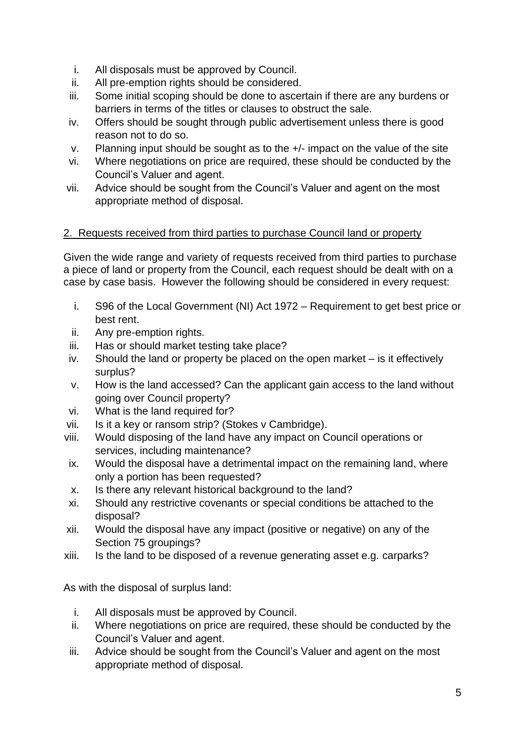i. All disposals must be approved by Council.
ii. All pre-emption rights should be considered.
iii. Some initial scoping should be done to ascertain if there are any burdens or barriers in terms of the titles or clauses to obstruct the sale.
iv. Offers should be sought through public advertisement unless there is good reason not to do so.
v. Planning input should be sought as to the +/- impact on the value of the site
vi. Where negotiations on price are required, these should be conducted by the Council's Valuer and agent.
vii. Advice should be sought from the Council's Valuer and agent on the most appropriate method of disposal.

## 2. Requests received from third parties to purchase Council land or property

Given the wide range and variety of requests received from third parties to purchase a piece of land or property from the Council, each request should be dealt with on a case by case basis. However the following should be considered in every request:

i. S96 of the Local Government (NI) Act 1972 – Requirement to get best price or best rent.
ii. Any pre-emption rights.
iii. Has or should market testing take place?
iv. Should the land or property be placed on the open market – is it effectively surplus?
v. How is the land accessed? Can the applicant gain access to the land without going over Council property?
vi. What is the land required for?
vii. Is it a key or ransom strip? (Stokes v Cambridge).
viii. Would disposing of the land have any impact on Council operations or services, including maintenance?
ix. Would the disposal have a detrimental impact on the remaining land, where only a portion has been requested?
x. Is there any relevant historical background to the land?
xi. Should any restrictive covenants or special conditions be attached to the disposal?
xii. Would the disposal have any impact (positive or negative) on any of the Section 75 groupings?
xiii. Is the land to be disposed of a revenue generating asset e.g. carparks?

As with the disposal of surplus land:

i. All disposals must be approved by Council.
ii. Where negotiations on price are required, these should be conducted by the Council's Valuer and agent.
iii. Advice should be sought from the Council's Valuer and agent on the most appropriate method of disposal.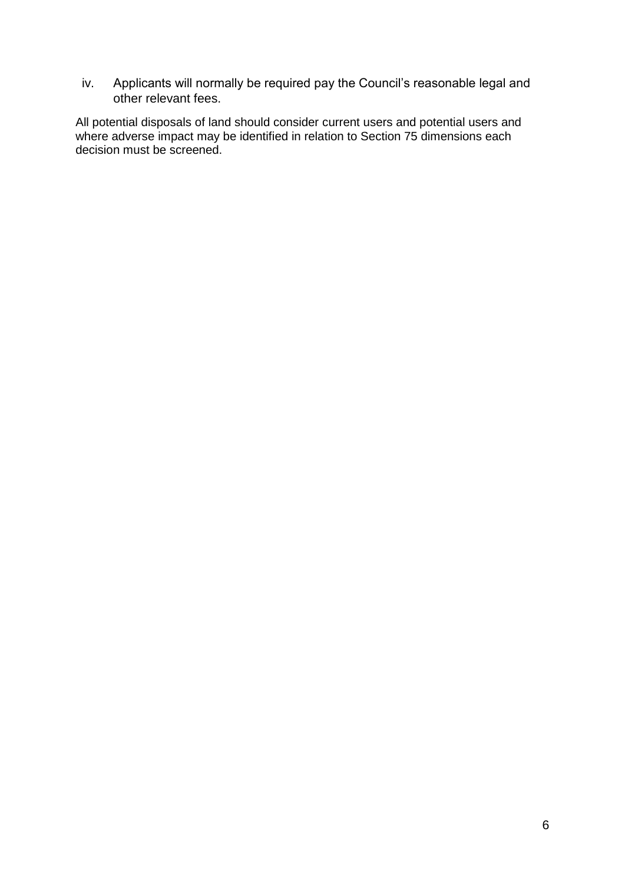iv. Applicants will normally be required pay the Council's reasonable legal and other relevant fees.

All potential disposals of land should consider current users and potential users and where adverse impact may be identified in relation to Section 75 dimensions each decision must be screened.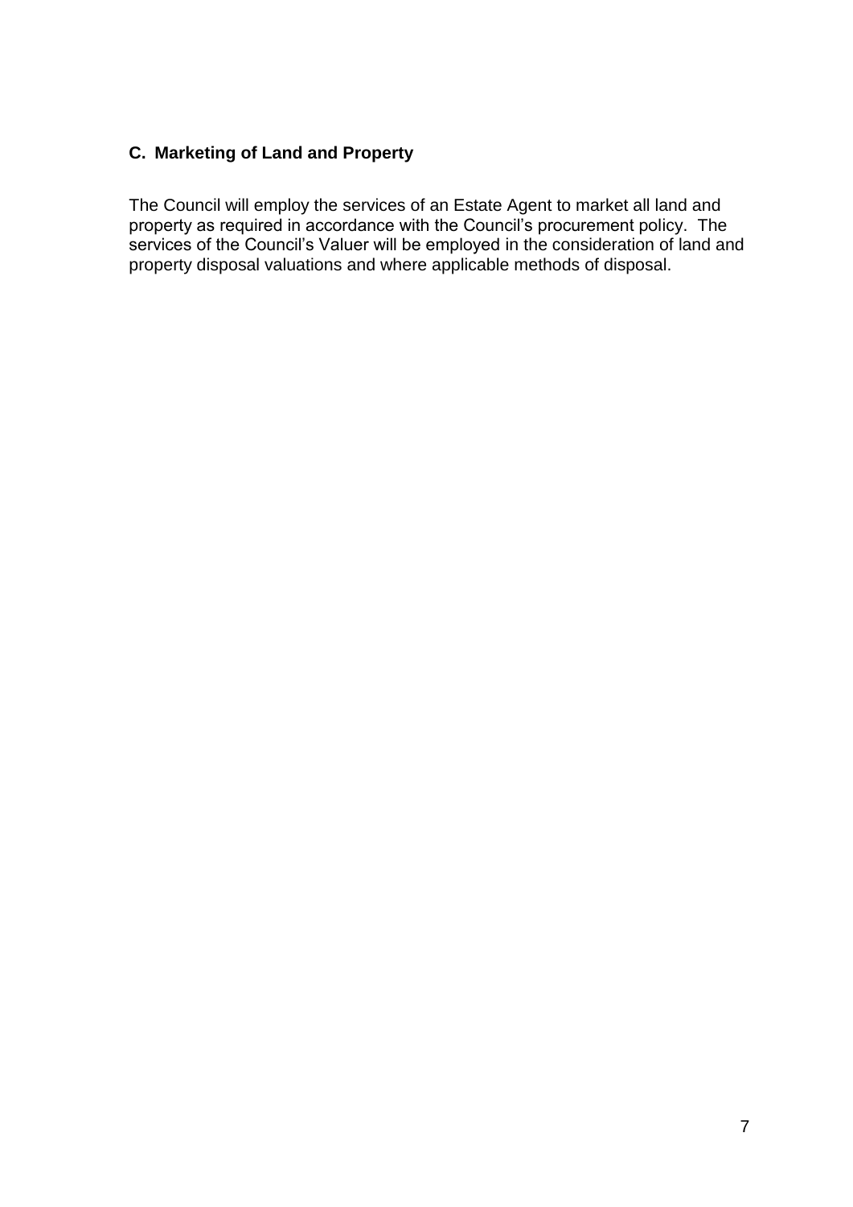## C. Marketing of Land and Property

The Council will employ the services of an Estate Agent to market all land and property as required in accordance with the Council's procurement policy. The services of the Council's Valuer will be employed in the consideration of land and property disposal valuations and where applicable methods of disposal.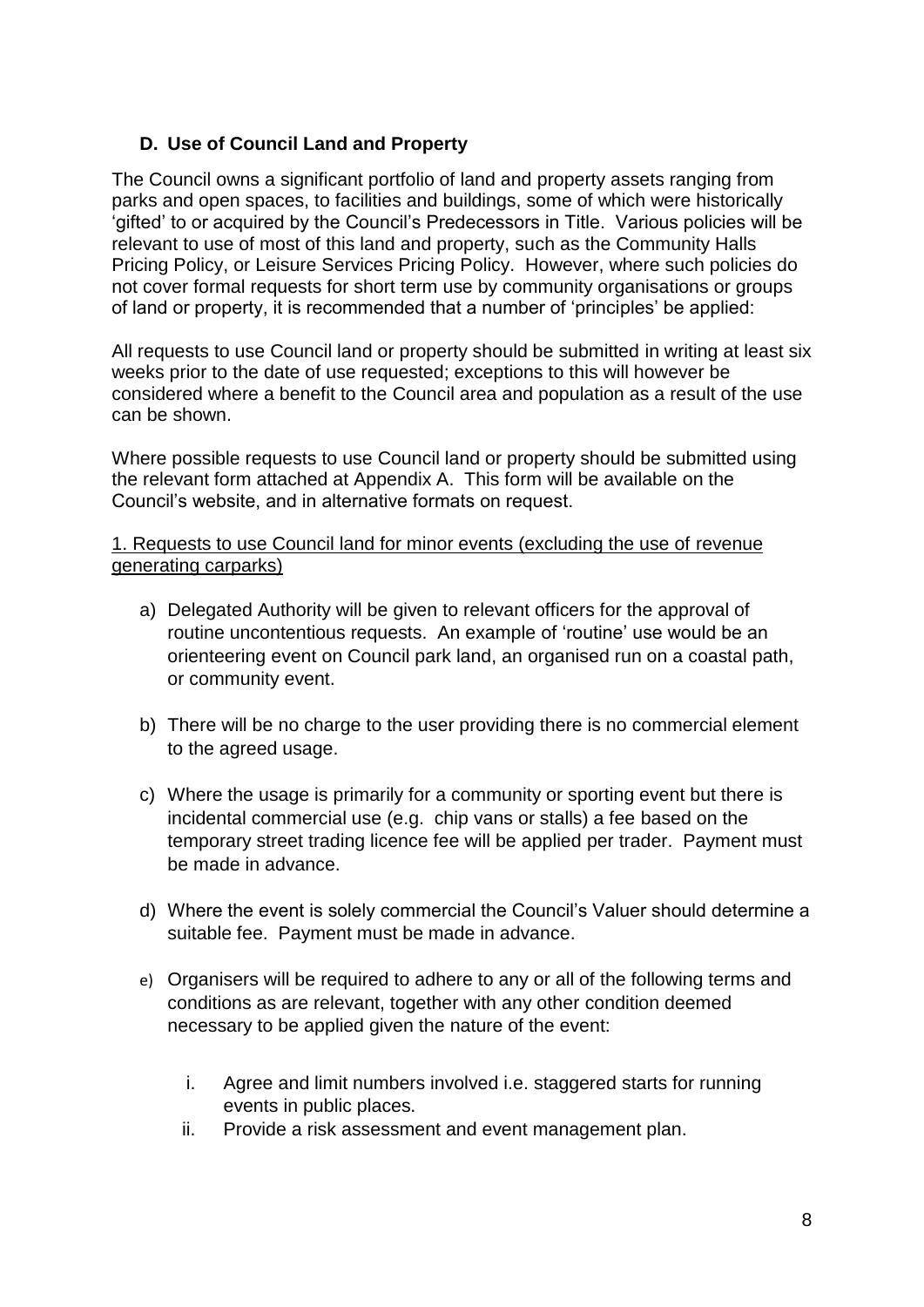### D. Use of Council Land and Property

The Council owns a significant portfolio of land and property assets ranging from parks and open spaces, to facilities and buildings, some of which were historically 'gifted' to or acquired by the Council's Predecessors in Title. Various policies will be relevant to use of most of this land and property, such as the Community Halls Pricing Policy, or Leisure Services Pricing Policy. However, where such policies do not cover formal requests for short term use by community organisations or groups of land or property, it is recommended that a number of 'principles' be applied:

All requests to use Council land or property should be submitted in writing at least six weeks prior to the date of use requested; exceptions to this will however be considered where a benefit to the Council area and population as a result of the use can be shown.

Where possible requests to use Council land or property should be submitted using the relevant form attached at Appendix A. This form will be available on the Council's website, and in alternative formats on request.

<u>1. Requests to use Council land for minor events (excluding the use of revenue generating carparks)</u>

a) Delegated Authority will be given to relevant officers for the approval of routine uncontentious requests. An example of 'routine' use would be an orienteering event on Council park land, an organised run on a coastal path, or community event.

b) There will be no charge to the user providing there is no commercial element to the agreed usage.

c) Where the usage is primarily for a community or sporting event but there is incidental commercial use (e.g. chip vans or stalls) a fee based on the temporary street trading licence fee will be applied per trader. Payment must be made in advance.

d) Where the event is solely commercial the Council's Valuer should determine a suitable fee. Payment must be made in advance.

e) Organisers will be required to adhere to any or all of the following terms and conditions as are relevant, together with any other condition deemed necessary to be applied given the nature of the event:

   i. Agree and limit numbers involved i.e. staggered starts for running events in public places.
   ii. Provide a risk assessment and event management plan.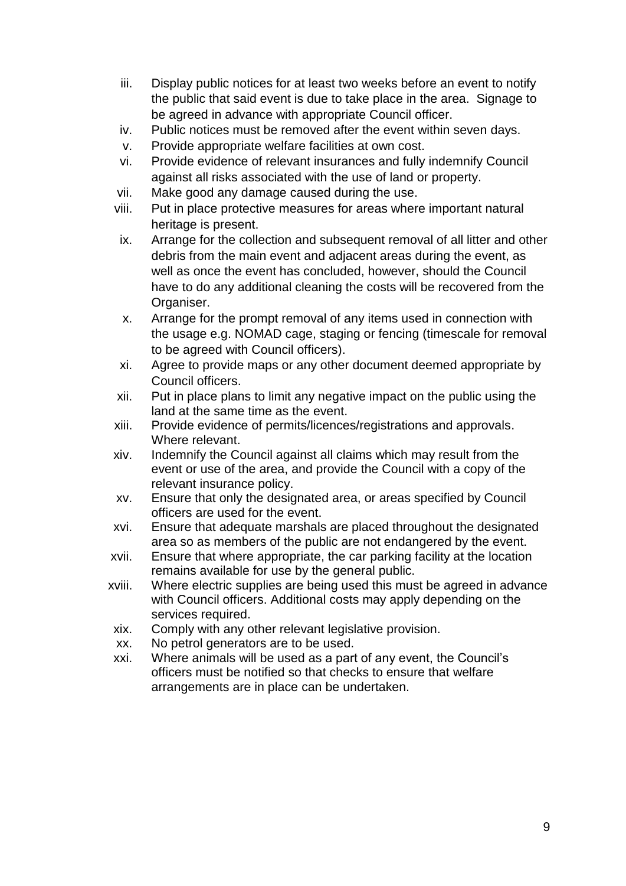iii. Display public notices for at least two weeks before an event to notify the public that said event is due to take place in the area. Signage to be agreed in advance with appropriate Council officer.
iv. Public notices must be removed after the event within seven days.
v. Provide appropriate welfare facilities at own cost.
vi. Provide evidence of relevant insurances and fully indemnify Council against all risks associated with the use of land or property.
vii. Make good any damage caused during the use.
viii. Put in place protective measures for areas where important natural heritage is present.
ix. Arrange for the collection and subsequent removal of all litter and other debris from the main event and adjacent areas during the event, as well as once the event has concluded, however, should the Council have to do any additional cleaning the costs will be recovered from the Organiser.
x. Arrange for the prompt removal of any items used in connection with the usage e.g. NOMAD cage, staging or fencing (timescale for removal to be agreed with Council officers).
xi. Agree to provide maps or any other document deemed appropriate by Council officers.
xii. Put in place plans to limit any negative impact on the public using the land at the same time as the event.
xiii. Provide evidence of permits/licences/registrations and approvals. Where relevant.
xiv. Indemnify the Council against all claims which may result from the event or use of the area, and provide the Council with a copy of the relevant insurance policy.
xv. Ensure that only the designated area, or areas specified by Council officers are used for the event.
xvi. Ensure that adequate marshals are placed throughout the designated area so as members of the public are not endangered by the event.
xvii. Ensure that where appropriate, the car parking facility at the location remains available for use by the general public.
xviii. Where electric supplies are being used this must be agreed in advance with Council officers. Additional costs may apply depending on the services required.
xix. Comply with any other relevant legislative provision.
xx. No petrol generators are to be used.
xxi. Where animals will be used as a part of any event, the Council's officers must be notified so that checks to ensure that welfare arrangements are in place can be undertaken.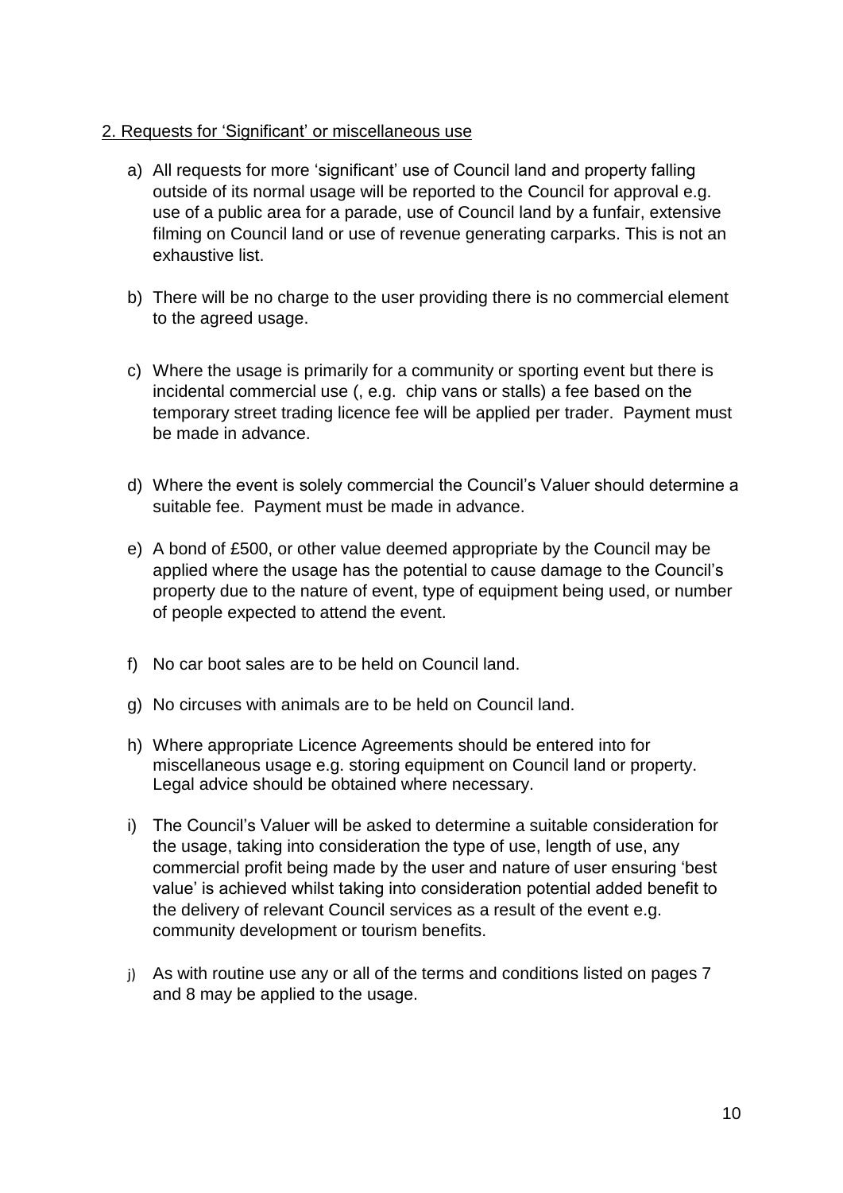2. Requests for 'Significant' or miscellaneous use

a) All requests for more 'significant' use of Council land and property falling outside of its normal usage will be reported to the Council for approval e.g. use of a public area for a parade, use of Council land by a funfair, extensive filming on Council land or use of revenue generating carparks. This is not an exhaustive list.

b) There will be no charge to the user providing there is no commercial element to the agreed usage.

c) Where the usage is primarily for a community or sporting event but there is incidental commercial use (, e.g. chip vans or stalls) a fee based on the temporary street trading licence fee will be applied per trader. Payment must be made in advance.

d) Where the event is solely commercial the Council's Valuer should determine a suitable fee. Payment must be made in advance.

e) A bond of £500, or other value deemed appropriate by the Council may be applied where the usage has the potential to cause damage to the Council's property due to the nature of event, type of equipment being used, or number of people expected to attend the event.

f) No car boot sales are to be held on Council land.

g) No circuses with animals are to be held on Council land.

h) Where appropriate Licence Agreements should be entered into for miscellaneous usage e.g. storing equipment on Council land or property. Legal advice should be obtained where necessary.

i) The Council's Valuer will be asked to determine a suitable consideration for the usage, taking into consideration the type of use, length of use, any commercial profit being made by the user and nature of user ensuring 'best value' is achieved whilst taking into consideration potential added benefit to the delivery of relevant Council services as a result of the event e.g. community development or tourism benefits.

j) As with routine use any or all of the terms and conditions listed on pages 7 and 8 may be applied to the usage.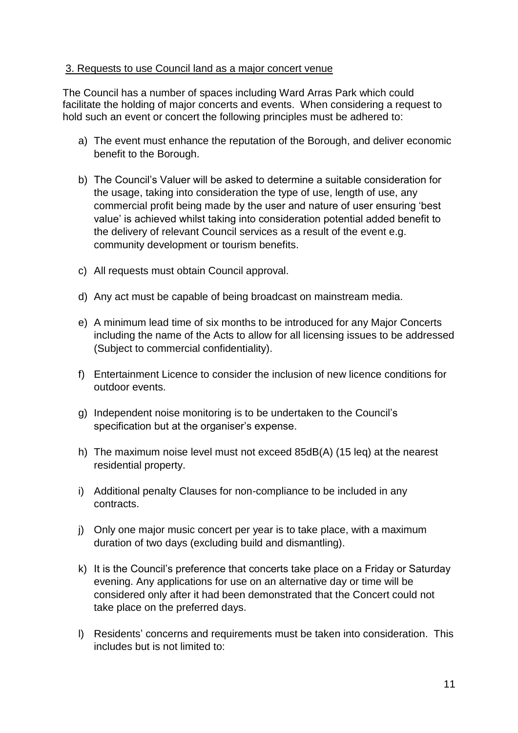3. Requests to use Council land as a major concert venue

The Council has a number of spaces including Ward Arras Park which could facilitate the holding of major concerts and events. When considering a request to hold such an event or concert the following principles must be adhered to:

a) The event must enhance the reputation of the Borough, and deliver economic benefit to the Borough.

b) The Council's Valuer will be asked to determine a suitable consideration for the usage, taking into consideration the type of use, length of use, any commercial profit being made by the user and nature of user ensuring 'best value' is achieved whilst taking into consideration potential added benefit to the delivery of relevant Council services as a result of the event e.g. community development or tourism benefits.

c) All requests must obtain Council approval.

d) Any act must be capable of being broadcast on mainstream media.

e) A minimum lead time of six months to be introduced for any Major Concerts including the name of the Acts to allow for all licensing issues to be addressed (Subject to commercial confidentiality).

f) Entertainment Licence to consider the inclusion of new licence conditions for outdoor events.

g) Independent noise monitoring is to be undertaken to the Council's specification but at the organiser's expense.

h) The maximum noise level must not exceed 85dB(A) (15 leq) at the nearest residential property.

i) Additional penalty Clauses for non-compliance to be included in any contracts.

j) Only one major music concert per year is to take place, with a maximum duration of two days (excluding build and dismantling).

k) It is the Council's preference that concerts take place on a Friday or Saturday evening. Any applications for use on an alternative day or time will be considered only after it had been demonstrated that the Concert could not take place on the preferred days.

l) Residents' concerns and requirements must be taken into consideration. This includes but is not limited to: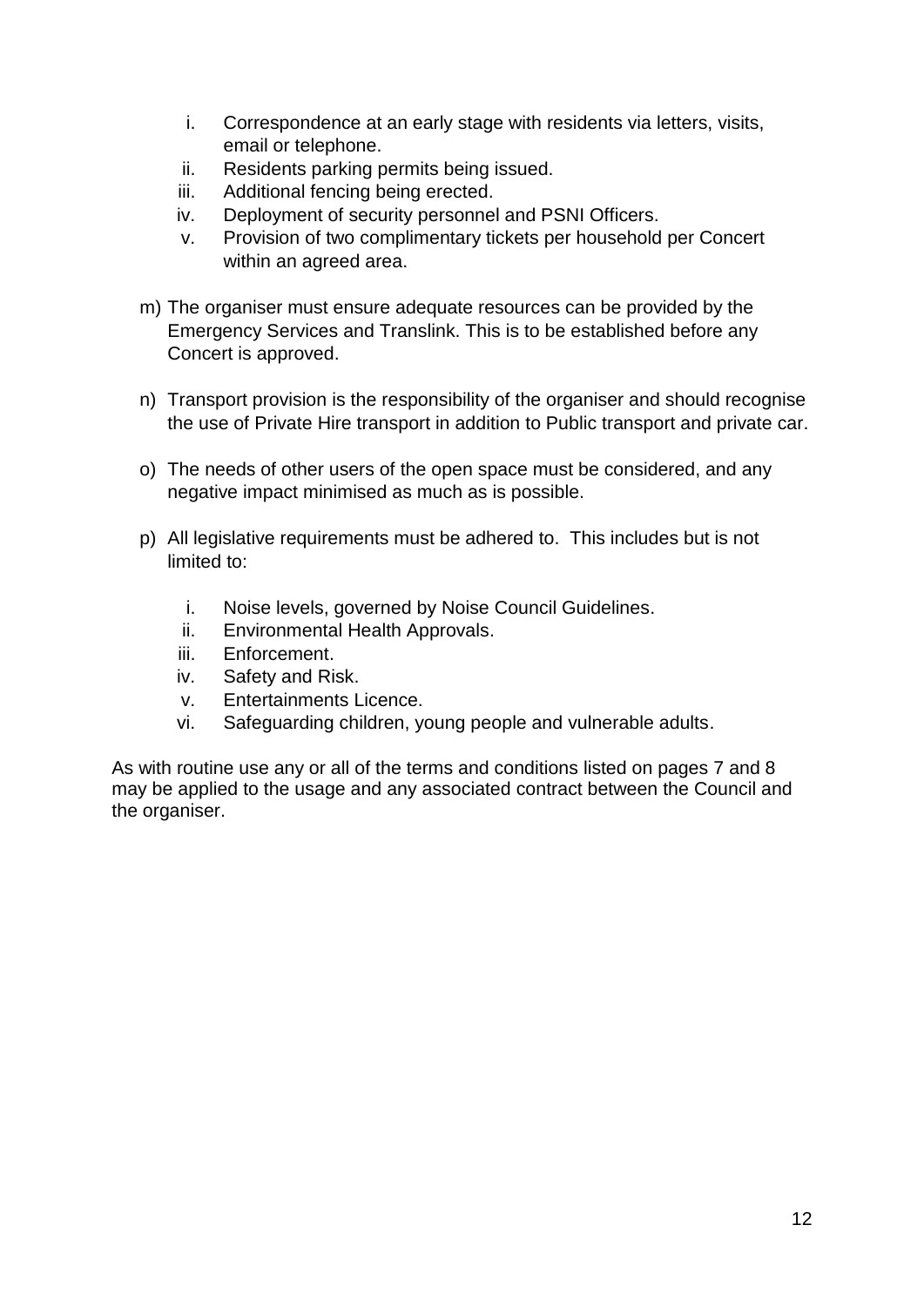i. Correspondence at an early stage with residents via letters, visits, email or telephone.
   ii. Residents parking permits being issued.
   iii. Additional fencing being erected.
   iv. Deployment of security personnel and PSNI Officers.
   v. Provision of two complimentary tickets per household per Concert within an agreed area.

m) The organiser must ensure adequate resources can be provided by the Emergency Services and Translink. This is to be established before any Concert is approved.

n) Transport provision is the responsibility of the organiser and should recognise the use of Private Hire transport in addition to Public transport and private car.

o) The needs of other users of the open space must be considered, and any negative impact minimised as much as is possible.

p) All legislative requirements must be adhered to. This includes but is not limited to:

   i. Noise levels, governed by Noise Council Guidelines.
   ii. Environmental Health Approvals.
   iii. Enforcement.
   iv. Safety and Risk.
   v. Entertainments Licence.
   vi. Safeguarding children, young people and vulnerable adults.

As with routine use any or all of the terms and conditions listed on pages 7 and 8 may be applied to the usage and any associated contract between the Council and the organiser.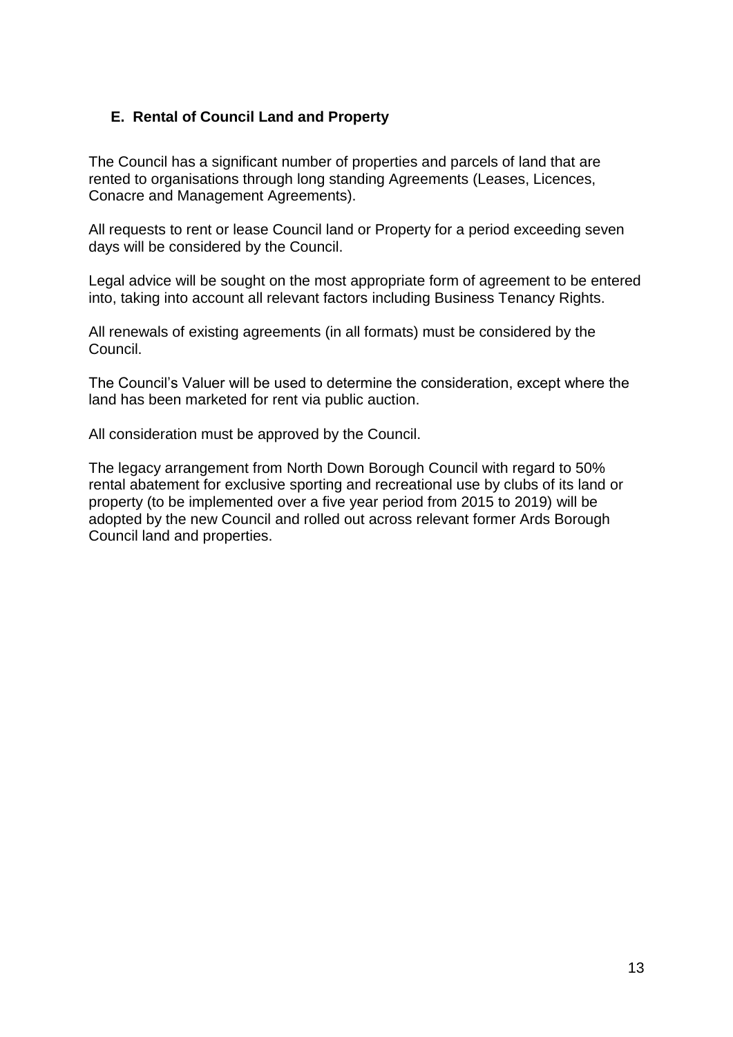## E. Rental of Council Land and Property

The Council has a significant number of properties and parcels of land that are rented to organisations through long standing Agreements (Leases, Licences, Conacre and Management Agreements).

All requests to rent or lease Council land or Property for a period exceeding seven days will be considered by the Council.

Legal advice will be sought on the most appropriate form of agreement to be entered into, taking into account all relevant factors including Business Tenancy Rights.

All renewals of existing agreements (in all formats) must be considered by the Council.

The Council's Valuer will be used to determine the consideration, except where the land has been marketed for rent via public auction.

All consideration must be approved by the Council.

The legacy arrangement from North Down Borough Council with regard to 50% rental abatement for exclusive sporting and recreational use by clubs of its land or property (to be implemented over a five year period from 2015 to 2019) will be adopted by the new Council and rolled out across relevant former Ards Borough Council land and properties.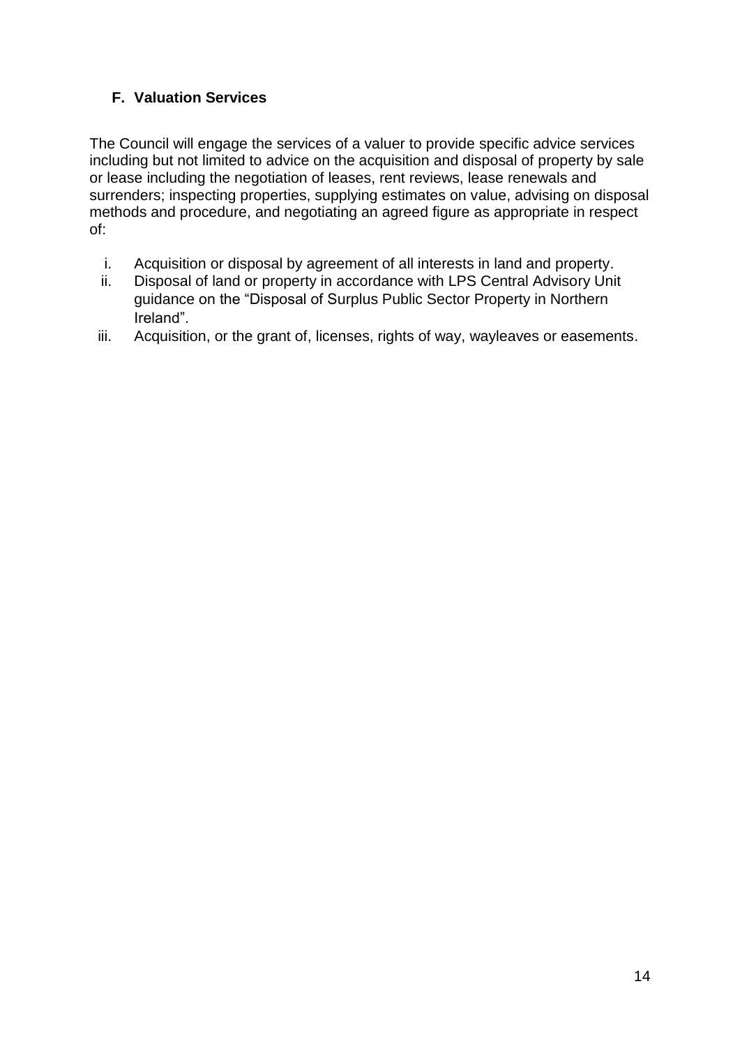### F. Valuation Services

The Council will engage the services of a valuer to provide specific advice services including but not limited to advice on the acquisition and disposal of property by sale or lease including the negotiation of leases, rent reviews, lease renewals and surrenders; inspecting properties, supplying estimates on value, advising on disposal methods and procedure, and negotiating an agreed figure as appropriate in respect of:

i. Acquisition or disposal by agreement of all interests in land and property.
ii. Disposal of land or property in accordance with LPS Central Advisory Unit guidance on the "Disposal of Surplus Public Sector Property in Northern Ireland".
iii. Acquisition, or the grant of, licenses, rights of way, wayleaves or easements.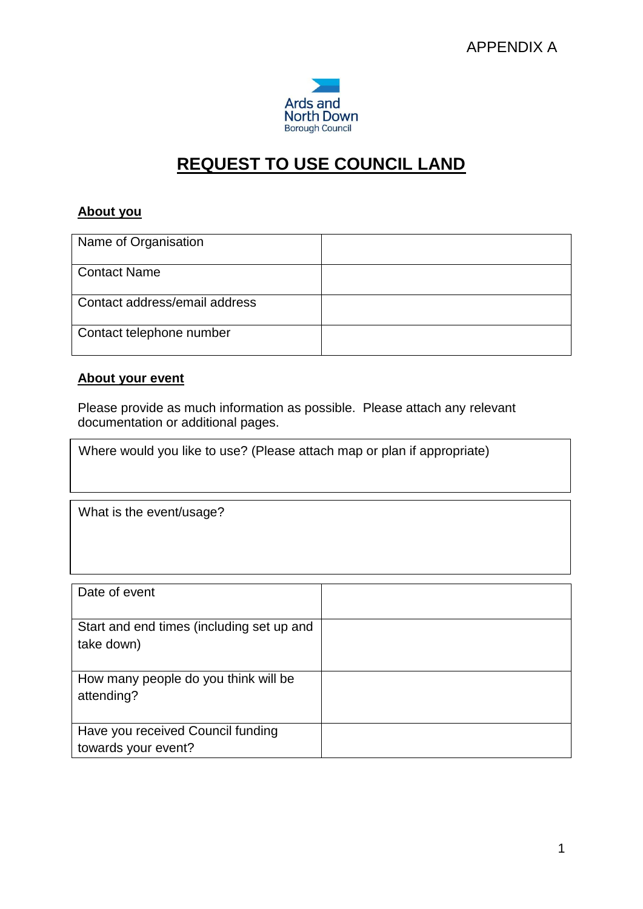APPENDIX A

Ards and North Down Borough Council

# REQUEST TO USE COUNCIL LAND

## About you

| Name of Organisation | |
|---|---|
| Contact Name | |
| Contact address/email address | |
| Contact telephone number | |

## About your event

Please provide as much information as possible. Please attach any relevant documentation or additional pages.

| Where would you like to use? (Please attach map or plan if appropriate) |
|---|
| |

| What is the event/usage? |
|---|
| |

| Date of event | |
|---|---|
| Start and end times (including set up and take down) | |
| How many people do you think will be attending? | |
| Have you received Council funding towards your event? | |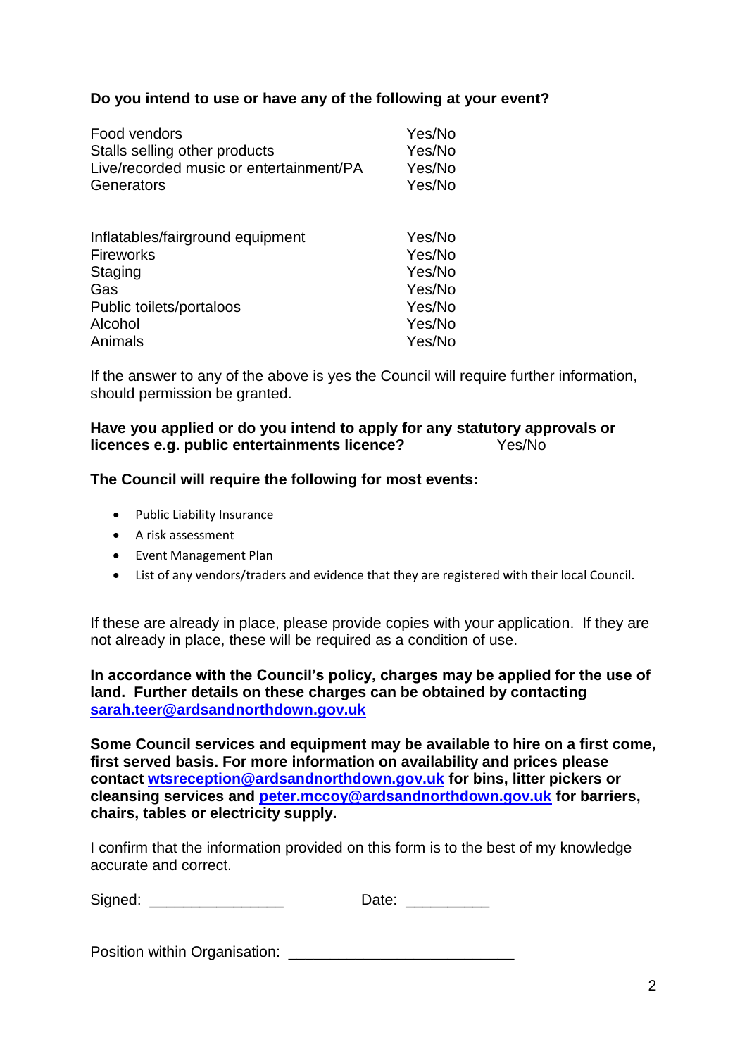**Do you intend to use or have any of the following at your event?**

| | |
|---|---|
| Food vendors | Yes/No |
| Stalls selling other products | Yes/No |
| Live/recorded music or entertainment/PA | Yes/No |
| Generators | Yes/No |

| | |
|---|---|
| Inflatables/fairground equipment | Yes/No |
| Fireworks | Yes/No |
| Staging | Yes/No |
| Gas | Yes/No |
| Public toilets/portaloos | Yes/No |
| Alcohol | Yes/No |
| Animals | Yes/No |

If the answer to any of the above is yes the Council will require further information, should permission be granted.

**Have you applied or do you intend to apply for any statutory approvals or licences e.g. public entertainments licence?** Yes/No

**The Council will require the following for most events:**

- Public Liability Insurance
- A risk assessment
- Event Management Plan
- List of any vendors/traders and evidence that they are registered with their local Council.

If these are already in place, please provide copies with your application. If they are not already in place, these will be required as a condition of use.

**In accordance with the Council's policy, charges may be applied for the use of land. Further details on these charges can be obtained by contacting sarah.teer@ardsandnorthdown.gov.uk**

**Some Council services and equipment may be available to hire on a first come, first served basis. For more information on availability and prices please contact wtsreception@ardsandnorthdown.gov.uk for bins, litter pickers or cleansing services and peter.mccoy@ardsandnorthdown.gov.uk for barriers, chairs, tables or electricity supply.**

I confirm that the information provided on this form is to the best of my knowledge accurate and correct.

Signed: ________________ Date: __________

Position within Organisation: __________________________